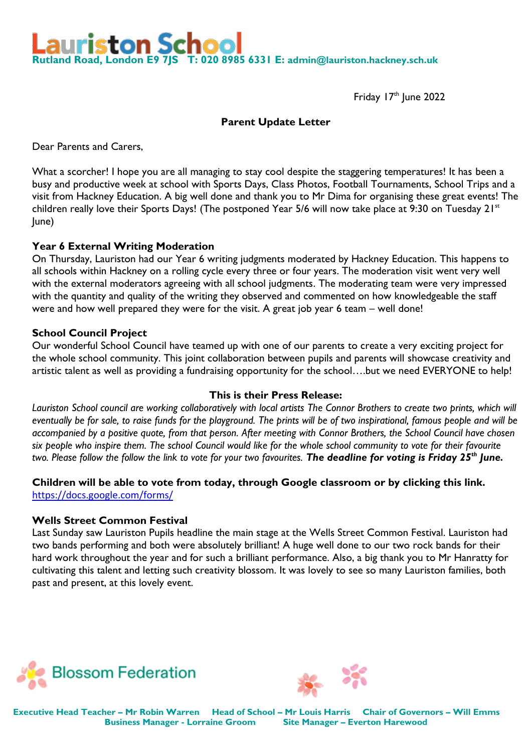# Lauriston School

**Rutland Road, London E9 7JS   T: 020 8985 6331 E: admin@lauriston.hackney.sch.uk**

Friday 17th June 2022

**Parent Update Letter**

Dear Parents and Carers,

What a scorcher! I hope you are all managing to stay cool despite the staggering temperatures! It has been a busy and productive week at school with Sports Days, Class Photos, Football Tournaments, School Trips and a visit from Hackney Education. A big well done and thank you to Mr Dima for organising these great events! The children really love their Sports Days! (The postponed Year 5/6 will now take place at 9:30 on Tuesday 21st June)

### Year 6 External Writing Moderation

On Thursday, Lauriston had our Year 6 writing judgments moderated by Hackney Education. This happens to all schools within Hackney on a rolling cycle every three or four years. The moderation visit went very well with the external moderators agreeing with all school judgments. The moderating team were very impressed with the quantity and quality of the writing they observed and commented on how knowledgeable the staff were and how well prepared they were for the visit. A great job year 6 team – well done!

### School Council Project

Our wonderful School Council have teamed up with one of our parents to create a very exciting project for the whole school community. This joint collaboration between pupils and parents will showcase creativity and artistic talent as well as providing a fundraising opportunity for the school….but we need EVERYONE to help!

**This is their Press Release:**

*Lauriston School council are working collaboratively with local artists The Connor Brothers to create two prints, which will eventually be for sale, to raise funds for the playground. The prints will be of two inspirational, famous people and will be accompanied by a positive quote, from that person. After meeting with Connor Brothers, the School Council have chosen six people who inspire them. The school Council would like for the whole school community to vote for their favourite two. Please follow the follow the link to vote for your two favourites.* ***The deadline for voting is Friday 25th June.***

**Children will be able to vote from today, through Google classroom or by clicking this link.**
https://docs.google.com/forms/

### Wells Street Common Festival

Last Sunday saw Lauriston Pupils headline the main stage at the Wells Street Common Festival. Lauriston had two bands performing and both were absolutely brilliant! A huge well done to our two rock bands for their hard work throughout the year and for such a brilliant performance. Also, a big thank you to Mr Hanratty for cultivating this talent and letting such creativity blossom. It was lovely to see so many Lauriston families, both past and present, at this lovely event.

Blossom Federation

**Executive Head Teacher – Mr Robin Warren   Head of School – Mr Louis Harris   Chair of Governors – Will Emms**
**Business Manager - Lorraine Groom   Site Manager – Everton Harewood**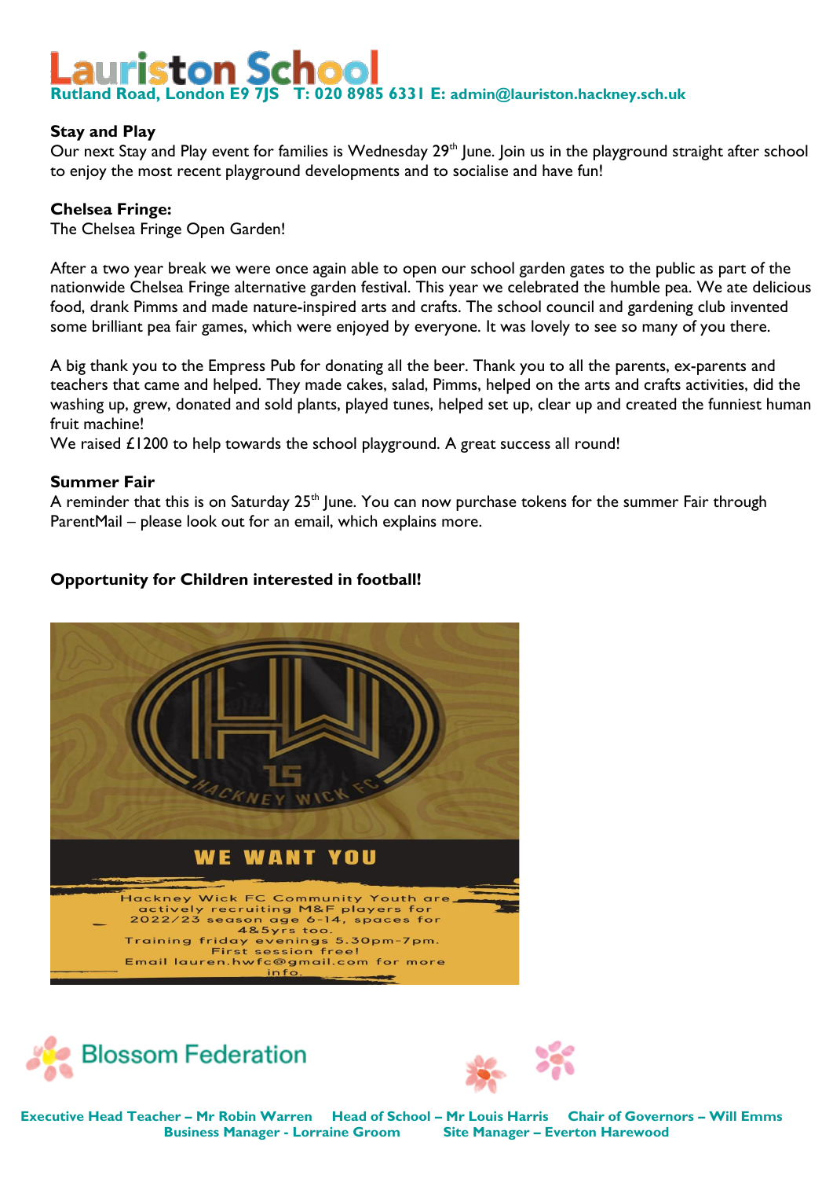# Lauriston School

**Rutland Road, London E9 7JS T: 020 8985 6331 E: admin@lauriston.hackney.sch.uk**

**Stay and Play**

Our next Stay and Play event for families is Wednesday 29th June. Join us in the playground straight after school to enjoy the most recent playground developments and to socialise and have fun!

**Chelsea Fringe:**

The Chelsea Fringe Open Garden!

After a two year break we were once again able to open our school garden gates to the public as part of the nationwide Chelsea Fringe alternative garden festival. This year we celebrated the humble pea. We ate delicious food, drank Pimms and made nature-inspired arts and crafts. The school council and gardening club invented some brilliant pea fair games, which were enjoyed by everyone. It was lovely to see so many of you there.

A big thank you to the Empress Pub for donating all the beer. Thank you to all the parents, ex-parents and teachers that came and helped. They made cakes, salad, Pimms, helped on the arts and crafts activities, did the washing up, grew, donated and sold plants, played tunes, helped set up, clear up and created the funniest human fruit machine!

We raised £1200 to help towards the school playground. A great success all round!

**Summer Fair**

A reminder that this is on Saturday 25th June. You can now purchase tokens for the summer Fair through ParentMail – please look out for an email, which explains more.

**Opportunity for Children interested in football!**

HACKNEY WICK FC

WE WANT YOU

Hackney Wick FC Community Youth are actively recruiting M&F players for 2022/23 season age 6-14, spaces for 4&5yrs too.
Training friday evenings 5.30pm-7pm.
First session free!
Email lauren.hwfc@gmail.com for more info.

Blossom Federation

**Executive Head Teacher – Mr Robin Warren** **Head of School – Mr Louis Harris** **Chair of Governors – Will Emms**
**Business Manager - Lorraine Groom** **Site Manager – Everton Harewood**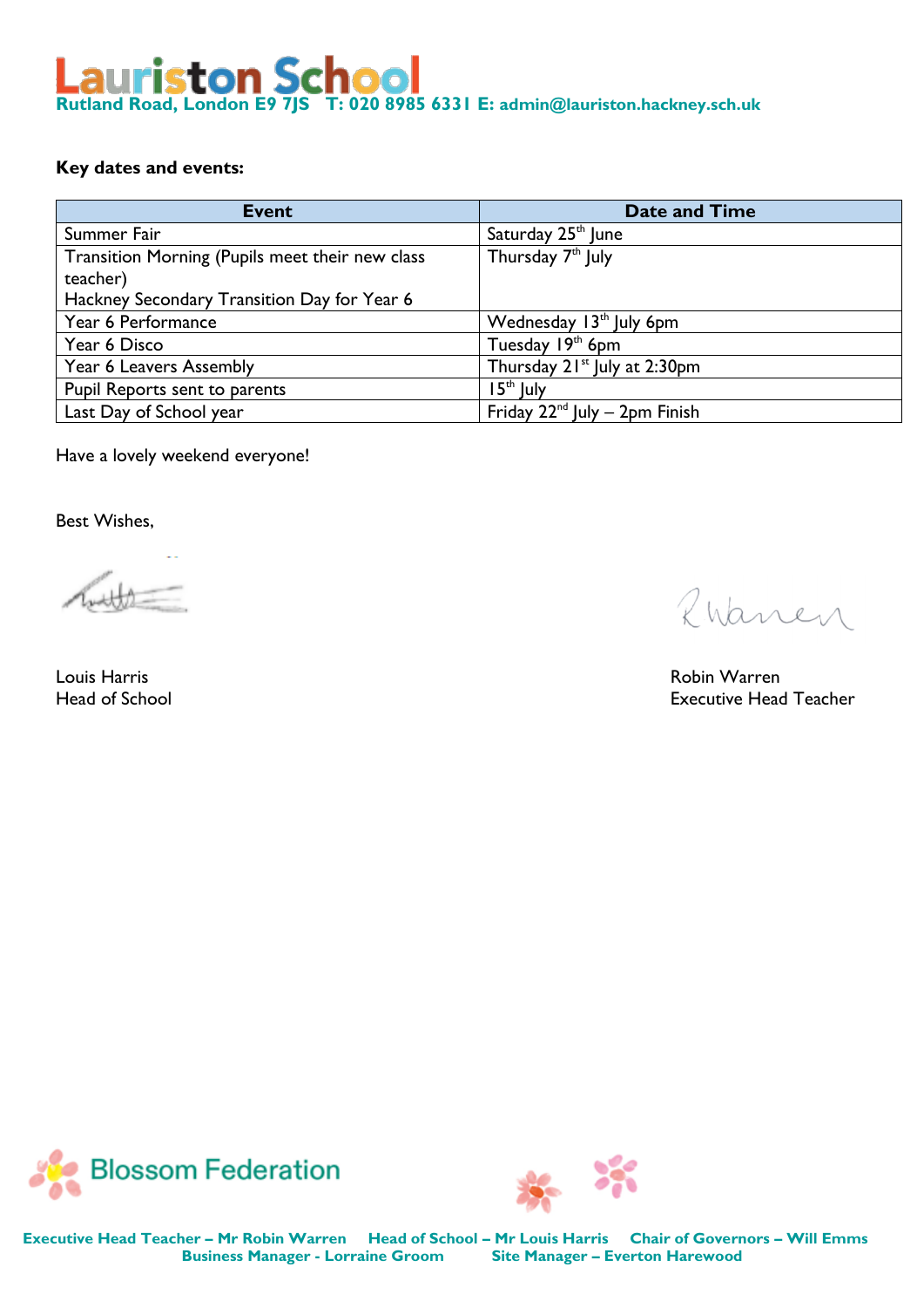# Lauriston School

**Rutland Road, London E9 7JS T: 020 8985 6331 E: admin@lauriston.hackney.sch.uk**

**Key dates and events:**

| Event | Date and Time |
|---|---|
| Summer Fair | Saturday 25th June |
| Transition Morning (Pupils meet their new class teacher)<br>Hackney Secondary Transition Day for Year 6 | Thursday 7th July |
| Year 6 Performance | Wednesday 13th July 6pm |
| Year 6 Disco | Tuesday 19th 6pm |
| Year 6 Leavers Assembly | Thursday 21st July at 2:30pm |
| Pupil Reports sent to parents | 15th July |
| Last Day of School year | Friday 22nd July – 2pm Finish |

Have a lovely weekend everyone!

Best Wishes,

Louis Harris
Head of School

Robin Warren
Executive Head Teacher

Blossom Federation

**Executive Head Teacher – Mr Robin Warren Head of School – Mr Louis Harris Chair of Governors – Will Emms**
**Business Manager - Lorraine Groom Site Manager – Everton Harewood**